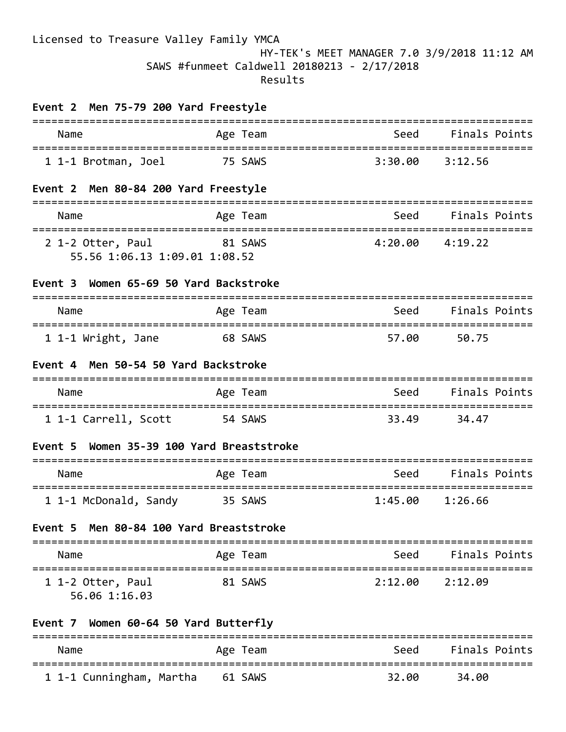Licensed to Treasure Valley Family YMCA

HY-TEK's MEET MANAGER 7.0 3/9/2018 11:12 AM

SAWS #funmeet Caldwell 20180213 - 2/17/2018

Results

**Event 2  Men 75-79 200 Yard Freestyle**

| Name | Age | Team | Seed | Finals | Points |
|---|---|---|---|---|---|
| 1 1-1 Brotman, Joel | 75 | SAWS | 3:30.00 | 3:12.56 | |

**Event 2  Men 80-84 200 Yard Freestyle**

| Name | Age | Team | Seed | Finals | Points |
|---|---|---|---|---|---|
| 2 1-2 Otter, Paul | 81 | SAWS | 4:20.00 | 4:19.22 | |
| 55.56 1:06.13 1:09.01 1:08.52 | | | | | |

**Event 3  Women 65-69 50 Yard Backstroke**

| Name | Age | Team | Seed | Finals | Points |
|---|---|---|---|---|---|
| 1 1-1 Wright, Jane | 68 | SAWS | 57.00 | 50.75 | |

**Event 4  Men 50-54 50 Yard Backstroke**

| Name | Age | Team | Seed | Finals | Points |
|---|---|---|---|---|---|
| 1 1-1 Carrell, Scott | 54 | SAWS | 33.49 | 34.47 | |

**Event 5  Women 35-39 100 Yard Breaststroke**

| Name | Age | Team | Seed | Finals | Points |
|---|---|---|---|---|---|
| 1 1-1 McDonald, Sandy | 35 | SAWS | 1:45.00 | 1:26.66 | |

**Event 5  Men 80-84 100 Yard Breaststroke**

| Name | Age | Team | Seed | Finals | Points |
|---|---|---|---|---|---|
| 1 1-2 Otter, Paul | 81 | SAWS | 2:12.00 | 2:12.09 | |
| 56.06 1:16.03 | | | | | |

**Event 7  Women 60-64 50 Yard Butterfly**

| Name | Age | Team | Seed | Finals | Points |
|---|---|---|---|---|---|
| 1 1-1 Cunningham, Martha | 61 | SAWS | 32.00 | 34.00 | |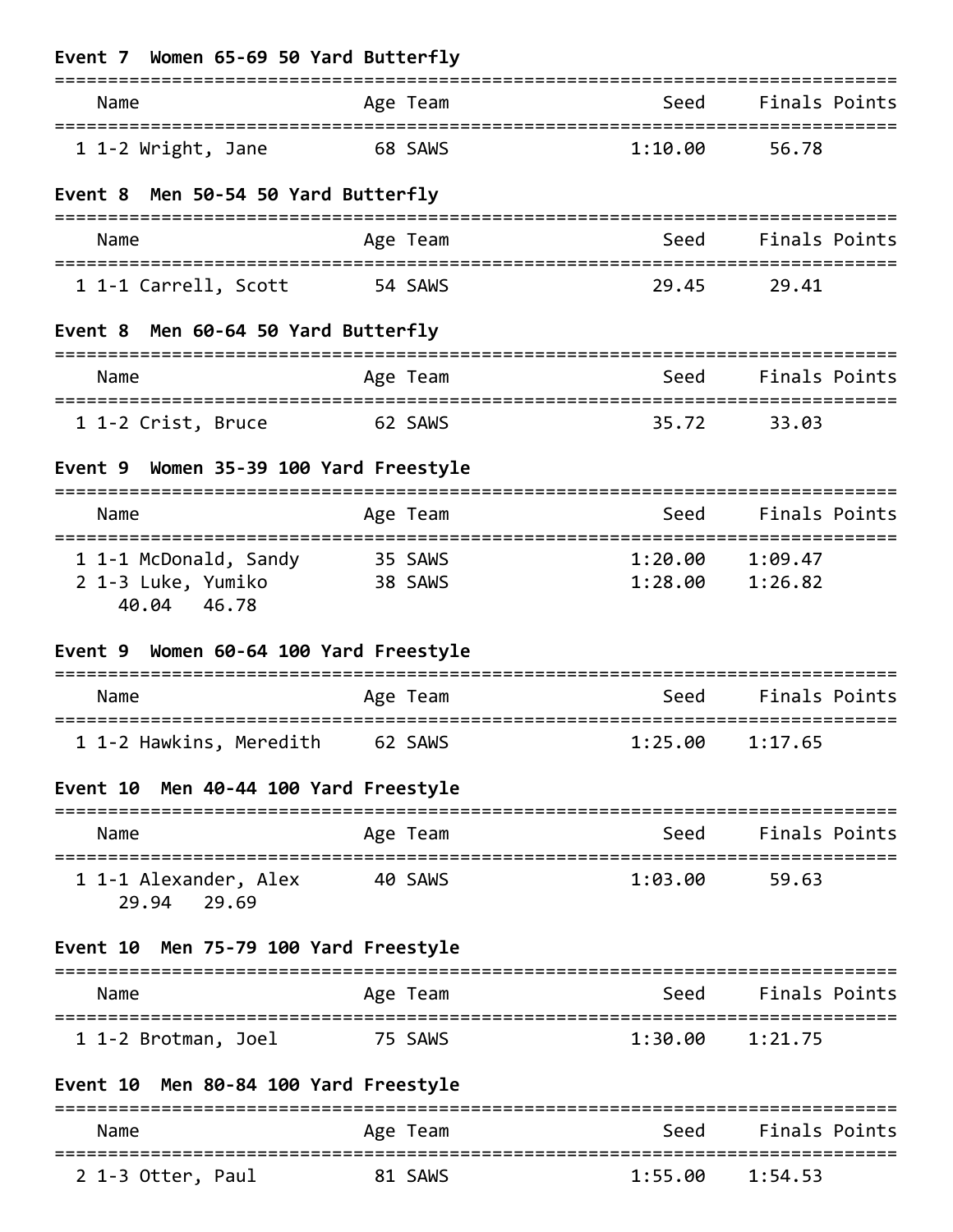### Event 7 Women 65-69 50 Yard Butterfly

| | Name | Age | Team | Seed | Finals | Points |
|---|---|---|---|---|---|---|
| 1 | 1-2 Wright, Jane | 68 | SAWS | 1:10.00 | 56.78 | |

### Event 8 Men 50-54 50 Yard Butterfly

| | Name | Age | Team | Seed | Finals | Points |
|---|---|---|---|---|---|---|
| 1 | 1-1 Carrell, Scott | 54 | SAWS | 29.45 | 29.41 | |

### Event 8 Men 60-64 50 Yard Butterfly

| | Name | Age | Team | Seed | Finals | Points |
|---|---|---|---|---|---|---|
| 1 | 1-2 Crist, Bruce | 62 | SAWS | 35.72 | 33.03 | |

### Event 9 Women 35-39 100 Yard Freestyle

| | Name | Age | Team | Seed | Finals | Points |
|---|---|---|---|---|---|---|
| 1 | 1-1 McDonald, Sandy | 35 | SAWS | 1:20.00 | 1:09.47 | |
| 2 | 1-3 Luke, Yumiko | 38 | SAWS | 1:28.00 | 1:26.82 | |
| | 40.04 46.78 | | | | | |

### Event 9 Women 60-64 100 Yard Freestyle

| | Name | Age | Team | Seed | Finals | Points |
|---|---|---|---|---|---|---|
| 1 | 1-2 Hawkins, Meredith | 62 | SAWS | 1:25.00 | 1:17.65 | |

### Event 10 Men 40-44 100 Yard Freestyle

| | Name | Age | Team | Seed | Finals | Points |
|---|---|---|---|---|---|---|
| 1 | 1-1 Alexander, Alex | 40 | SAWS | 1:03.00 | 59.63 | |
| | 29.94 29.69 | | | | | |

### Event 10 Men 75-79 100 Yard Freestyle

| | Name | Age | Team | Seed | Finals | Points |
|---|---|---|---|---|---|---|
| 1 | 1-2 Brotman, Joel | 75 | SAWS | 1:30.00 | 1:21.75 | |

### Event 10 Men 80-84 100 Yard Freestyle

| | Name | Age | Team | Seed | Finals | Points |
|---|---|---|---|---|---|---|
| 2 | 1-3 Otter, Paul | 81 | SAWS | 1:55.00 | 1:54.53 | |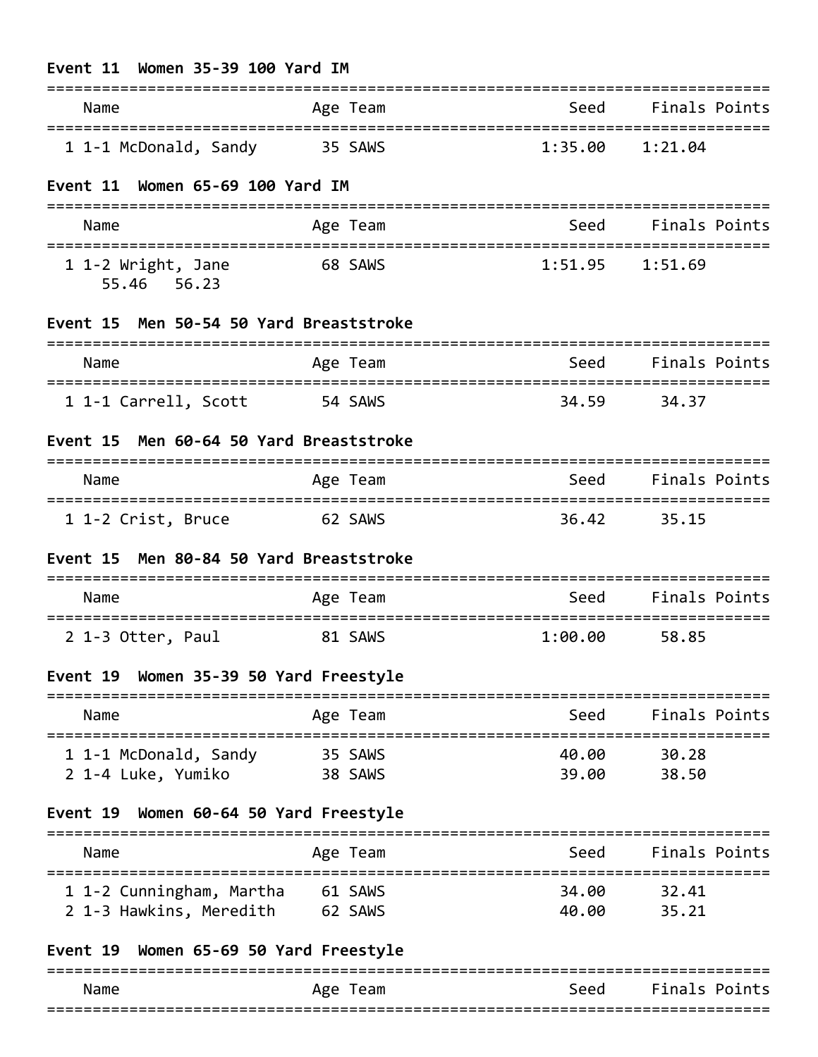### Event 11 Women 35-39 100 Yard IM

| Name | Age | Team | Seed | Finals | Points |
|---|---|---|---|---|---|
| 1 1-1 McDonald, Sandy | 35 | SAWS | 1:35.00 | 1:21.04 | |

### Event 11 Women 65-69 100 Yard IM

| Name | Age | Team | Seed | Finals | Points |
|---|---|---|---|---|---|
| 1 1-2 Wright, Jane | 68 | SAWS | 1:51.95 | 1:51.69 | |
| 55.46 56.23 | | | | | |

### Event 15 Men 50-54 50 Yard Breaststroke

| Name | Age | Team | Seed | Finals | Points |
|---|---|---|---|---|---|
| 1 1-1 Carrell, Scott | 54 | SAWS | 34.59 | 34.37 | |

### Event 15 Men 60-64 50 Yard Breaststroke

| Name | Age | Team | Seed | Finals | Points |
|---|---|---|---|---|---|
| 1 1-2 Crist, Bruce | 62 | SAWS | 36.42 | 35.15 | |

### Event 15 Men 80-84 50 Yard Breaststroke

| Name | Age | Team | Seed | Finals | Points |
|---|---|---|---|---|---|
| 2 1-3 Otter, Paul | 81 | SAWS | 1:00.00 | 58.85 | |

### Event 19 Women 35-39 50 Yard Freestyle

| Name | Age | Team | Seed | Finals | Points |
|---|---|---|---|---|---|
| 1 1-1 McDonald, Sandy | 35 | SAWS | 40.00 | 30.28 | |
| 2 1-4 Luke, Yumiko | 38 | SAWS | 39.00 | 38.50 | |

### Event 19 Women 60-64 50 Yard Freestyle

| Name | Age | Team | Seed | Finals | Points |
|---|---|---|---|---|---|
| 1 1-2 Cunningham, Martha | 61 | SAWS | 34.00 | 32.41 | |
| 2 1-3 Hawkins, Meredith | 62 | SAWS | 40.00 | 35.21 | |

### Event 19 Women 65-69 50 Yard Freestyle

| Name | Age | Team | Seed | Finals | Points |
|---|---|---|---|---|---|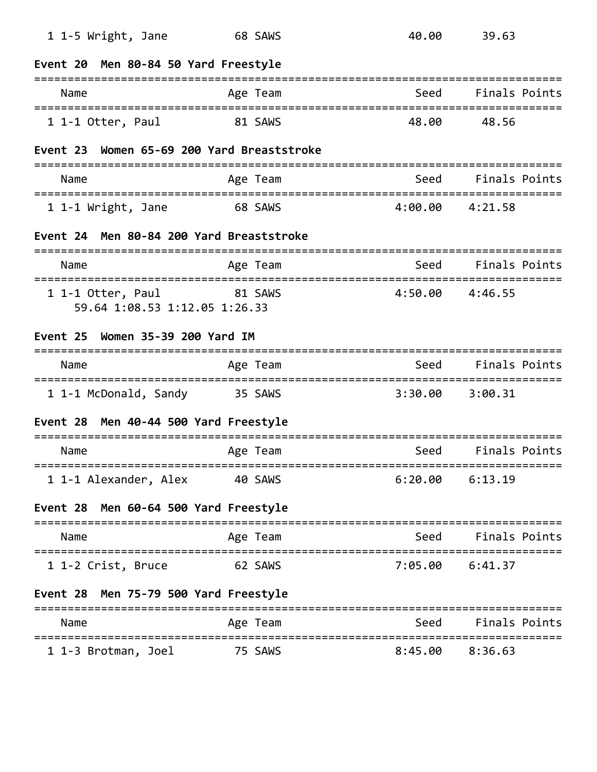| Name | Age | Team | Seed | Finals | Points |
|---|---|---|---|---|---|
| 1 1-5 Wright, Jane | 68 | SAWS | 40.00 | 39.63 | |

**Event 20 Men 80-84 50 Yard Freestyle**

| Name | Age | Team | Seed | Finals | Points |
|---|---|---|---|---|---|
| 1 1-1 Otter, Paul | 81 | SAWS | 48.00 | 48.56 | |

**Event 23 Women 65-69 200 Yard Breaststroke**

| Name | Age | Team | Seed | Finals | Points |
|---|---|---|---|---|---|
| 1 1-1 Wright, Jane | 68 | SAWS | 4:00.00 | 4:21.58 | |

**Event 24 Men 80-84 200 Yard Breaststroke**

| Name | Age | Team | Seed | Finals | Points |
|---|---|---|---|---|---|
| 1 1-1 Otter, Paul | 81 | SAWS | 4:50.00 | 4:46.55 | |
| 59.64 1:08.53 1:12.05 1:26.33 | | | | | |

**Event 25 Women 35-39 200 Yard IM**

| Name | Age | Team | Seed | Finals | Points |
|---|---|---|---|---|---|
| 1 1-1 McDonald, Sandy | 35 | SAWS | 3:30.00 | 3:00.31 | |

**Event 28 Men 40-44 500 Yard Freestyle**

| Name | Age | Team | Seed | Finals | Points |
|---|---|---|---|---|---|
| 1 1-1 Alexander, Alex | 40 | SAWS | 6:20.00 | 6:13.19 | |

**Event 28 Men 60-64 500 Yard Freestyle**

| Name | Age | Team | Seed | Finals | Points |
|---|---|---|---|---|---|
| 1 1-2 Crist, Bruce | 62 | SAWS | 7:05.00 | 6:41.37 | |

**Event 28 Men 75-79 500 Yard Freestyle**

| Name | Age | Team | Seed | Finals | Points |
|---|---|---|---|---|---|
| 1 1-3 Brotman, Joel | 75 | SAWS | 8:45.00 | 8:36.63 | |